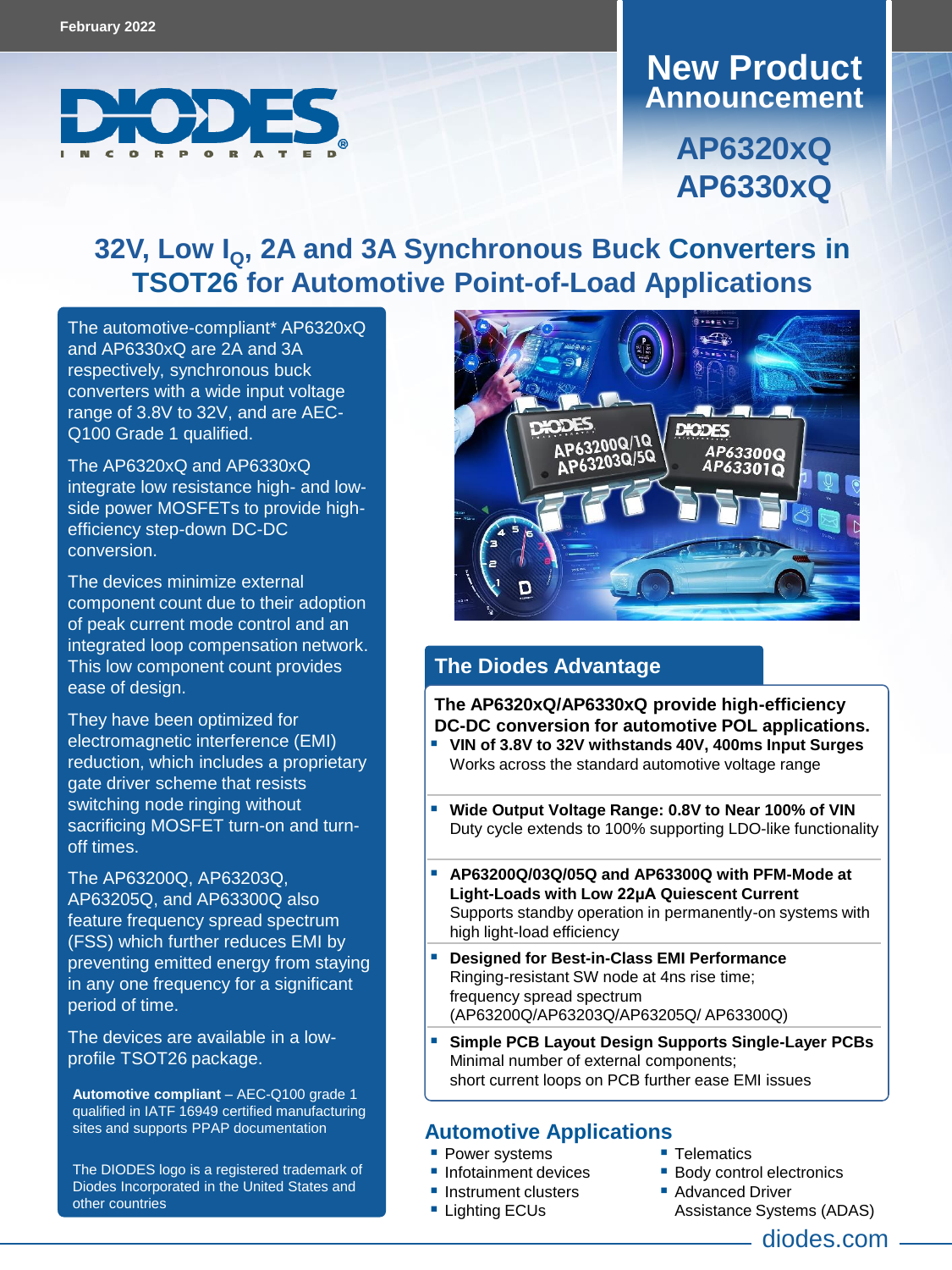February 2022

# New Product Announcement

## AP6320xQ
## AP6330xQ

# 32V, Low $I_Q$, 2A and 3A Synchronous Buck Converters in TSOT26 for Automotive Point-of-Load Applications

The automotive-compliant* AP6320xQ and AP6330xQ are 2A and 3A respectively, synchronous buck converters with a wide input voltage range of 3.8V to 32V, and are AEC-Q100 Grade 1 qualified.

The AP6320xQ and AP6330xQ integrate low resistance high- and low-side power MOSFETs to provide high-efficiency step-down DC-DC conversion.

The devices minimize external component count due to their adoption of peak current mode control and an integrated loop compensation network. This low component count provides ease of design.

They have been optimized for electromagnetic interference (EMI) reduction, which includes a proprietary gate driver scheme that resists switching node ringing without sacrificing MOSFET turn-on and turn-off times.

The AP63200Q, AP63203Q, AP63205Q, and AP63300Q also feature frequency spread spectrum (FSS) which further reduces EMI by preventing emitted energy from staying in any one frequency for a significant period of time.

The devices are available in a low-profile TSOT26 package.

**Automotive compliant** – AEC-Q100 grade 1 qualified in IATF 16949 certified manufacturing sites and supports PPAP documentation

The DIODES logo is a registered trademark of Diodes Incorporated in the United States and other countries

## The Diodes Advantage

**The AP6320xQ/AP6330xQ provide high-efficiency DC-DC conversion for automotive POL applications.**

- **VIN of 3.8V to 32V withstands 40V, 400ms Input Surges**
  Works across the standard automotive voltage range
- **Wide Output Voltage Range: 0.8V to Near 100% of VIN**
  Duty cycle extends to 100% supporting LDO-like functionality
- **AP63200Q/03Q/05Q and AP63300Q with PFM-Mode at Light-Loads with Low 22µA Quiescent Current**
  Supports standby operation in permanently-on systems with high light-load efficiency
- **Designed for Best-in-Class EMI Performance**
  Ringing-resistant SW node at 4ns rise time;
  frequency spread spectrum
  (AP63200Q/AP63203Q/AP63205Q/ AP63300Q)
- **Simple PCB Layout Design Supports Single-Layer PCBs**
  Minimal number of external components;
  short current loops on PCB further ease EMI issues

## Automotive Applications

- Power systems
- Infotainment devices
- Instrument clusters
- Lighting ECUs
- Telematics
- Body control electronics
- Advanced Driver Assistance Systems (ADAS)

diodes.com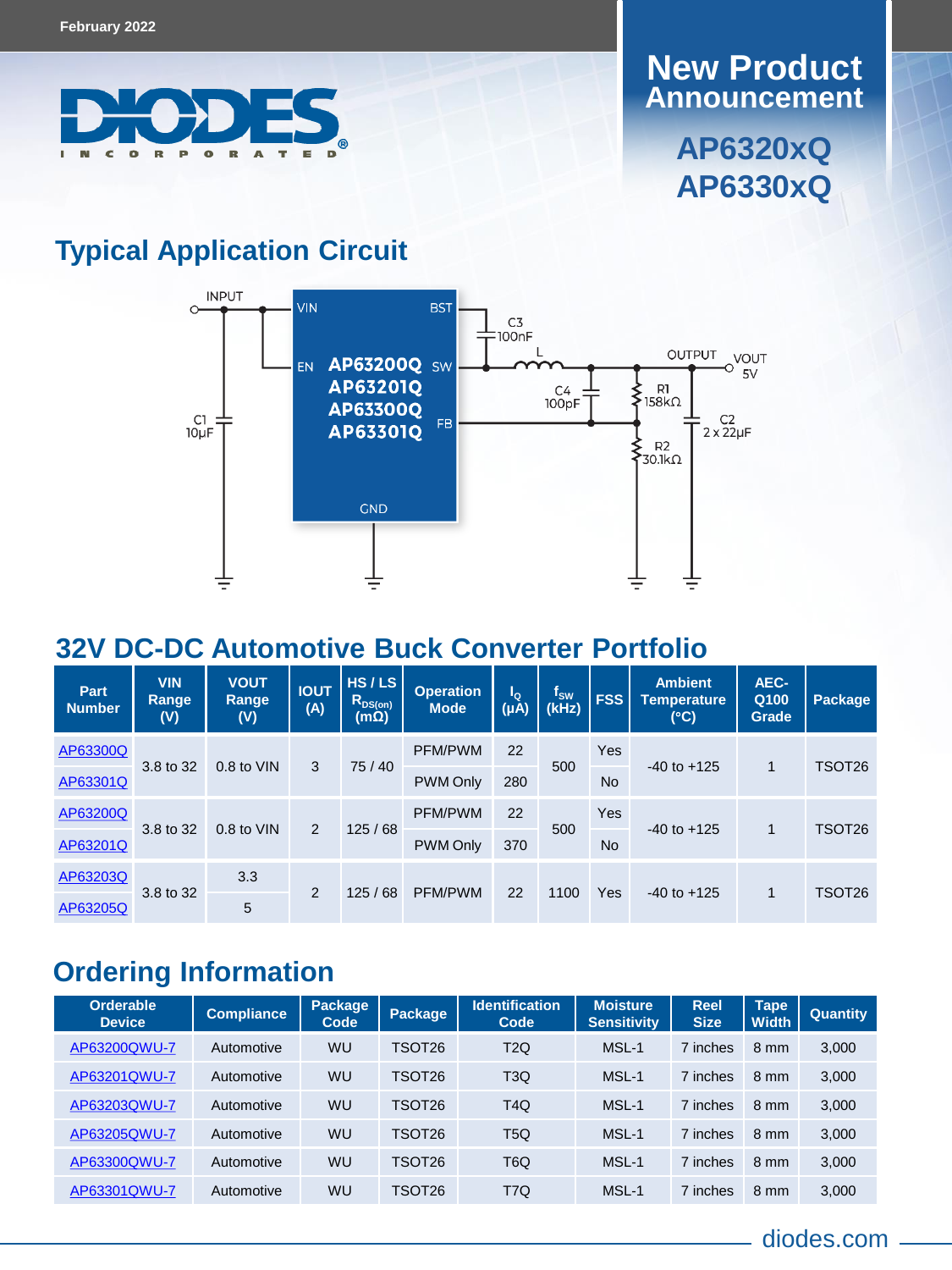February 2022

# New Product Announcement

## AP6320xQ
## AP6330xQ

## Typical Application Circuit

INPUT
VIN
EN
BST
SW
FB
GND
AP63200Q
AP63201Q
AP63300Q
AP63301Q
C1
10µF
C3
100nF
L
C4
100pF
R1
158kΩ
R2
30.1kΩ
OUTPUT
VOUT
5V
C2
2 x 22µF

## 32V DC-DC Automotive Buck Converter Portfolio

| Part Number | VIN Range (V) | VOUT Range (V) | IOUT (A) | HS / LS $R_{DS(on)}$ (mΩ) | Operation Mode | $I_Q$ (µA) | $f_{SW}$ (kHz) | FSS | Ambient Temperature (°C) | AEC-Q100 Grade | Package |
|---|---|---|---|---|---|---|---|---|---|---|---|
| AP63300Q | 3.8 to 32 | 0.8 to VIN | 3 | 75 / 40 | PFM/PWM | 22 | 500 | Yes | -40 to +125 | 1 | TSOT26 |
| AP63301Q | | | | | PWM Only | 280 | | No | | | |
| AP63200Q | 3.8 to 32 | 0.8 to VIN | 2 | 125 / 68 | PFM/PWM | 22 | 500 | Yes | -40 to +125 | 1 | TSOT26 |
| AP63201Q | | | | | PWM Only | 370 | | No | | | |
| AP63203Q | 3.8 to 32 | 3.3 | 2 | 125 / 68 | PFM/PWM | 22 | 1100 | Yes | -40 to +125 | 1 | TSOT26 |
| AP63205Q | | 5 | | | | | | | | | |

## Ordering Information

| Orderable Device | Compliance | Package Code | Package | Identification Code | Moisture Sensitivity | Reel Size | Tape Width | Quantity |
|---|---|---|---|---|---|---|---|---|
| AP63200QWU-7 | Automotive | WU | TSOT26 | T2Q | MSL-1 | 7 inches | 8 mm | 3,000 |
| AP63201QWU-7 | Automotive | WU | TSOT26 | T3Q | MSL-1 | 7 inches | 8 mm | 3,000 |
| AP63203QWU-7 | Automotive | WU | TSOT26 | T4Q | MSL-1 | 7 inches | 8 mm | 3,000 |
| AP63205QWU-7 | Automotive | WU | TSOT26 | T5Q | MSL-1 | 7 inches | 8 mm | 3,000 |
| AP63300QWU-7 | Automotive | WU | TSOT26 | T6Q | MSL-1 | 7 inches | 8 mm | 3,000 |
| AP63301QWU-7 | Automotive | WU | TSOT26 | T7Q | MSL-1 | 7 inches | 8 mm | 3,000 |

diodes.com